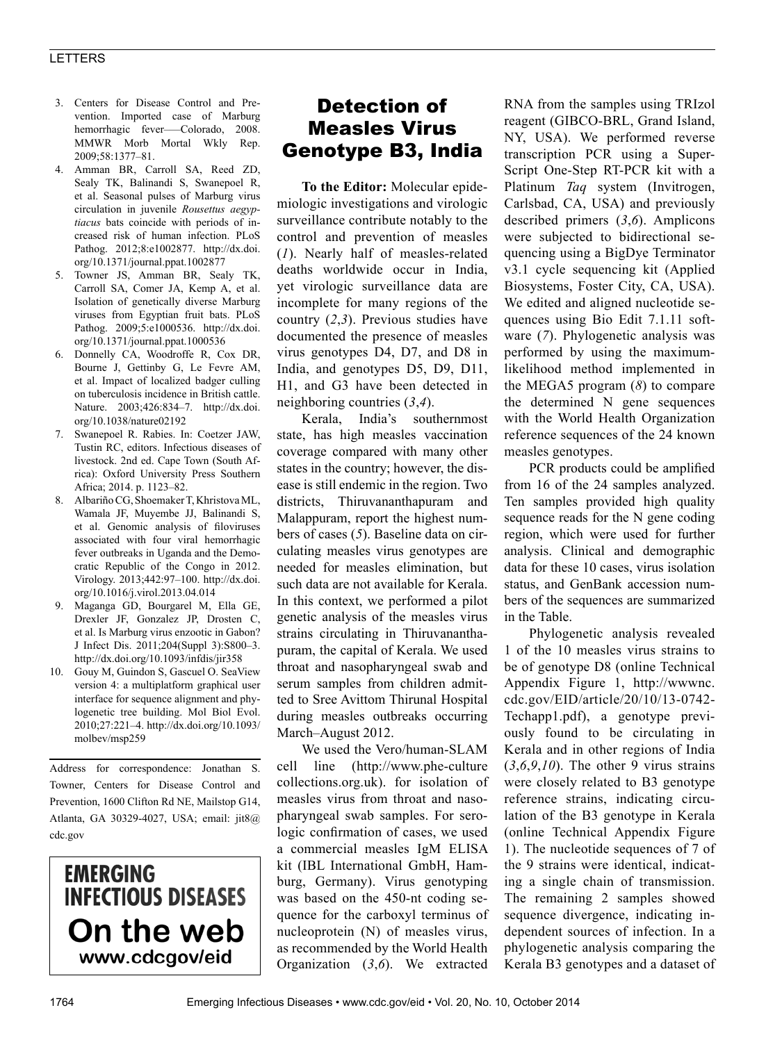3. Centers for Disease Control and Prevention. Imported case of Marburg hemorrhagic fever—Colorado, 2008. MMWR Morb Mortal Wkly Rep. 2009;58:1377–81.
4. Amman BR, Carroll SA, Reed ZD, Sealy TK, Balinandi S, Swanepoel R, et al. Seasonal pulses of Marburg virus circulation in juvenile *Rousettus aegyptiacus* bats coincide with periods of increased risk of human infection. PLoS Pathog. 2012;8:e1002877. http://dx.doi.org/10.1371/journal.ppat.1002877
5. Towner JS, Amman BR, Sealy TK, Carroll SA, Comer JA, Kemp A, et al. Isolation of genetically diverse Marburg viruses from Egyptian fruit bats. PLoS Pathog. 2009;5:e1000536. http://dx.doi.org/10.1371/journal.ppat.1000536
6. Donnelly CA, Woodroffe R, Cox DR, Bourne J, Gettinby G, Le Fevre AM, et al. Impact of localized badger culling on tuberculosis incidence in British cattle. Nature. 2003;426:834–7. http://dx.doi.org/10.1038/nature02192
7. Swanepoel R. Rabies. In: Coetzer JAW, Tustin RC, editors. Infectious diseases of livestock. 2nd ed. Cape Town (South Africa): Oxford University Press Southern Africa; 2014. p. 1123–82.
8. Albariño CG, Shoemaker T, Khristova ML, Wamala JF, Muyembe JJ, Balinandi S, et al. Genomic analysis of filoviruses associated with four viral hemorrhagic fever outbreaks in Uganda and the Democratic Republic of the Congo in 2012. Virology. 2013;442:97–100. http://dx.doi.org/10.1016/j.virol.2013.04.014
9. Maganga GD, Bourgarel M, Ella GE, Drexler JF, Gonzalez JP, Drosten C, et al. Is Marburg virus enzootic in Gabon? J Infect Dis. 2011;204(Suppl 3):S800–3. http://dx.doi.org/10.1093/infdis/jir358
10. Gouy M, Guindon S, Gascuel O. SeaView version 4: a multiplatform graphical user interface for sequence alignment and phylogenetic tree building. Mol Biol Evol. 2010;27:221–4. http://dx.doi.org/10.1093/molbev/msp259

Address for correspondence: Jonathan S. Towner, Centers for Disease Control and Prevention, 1600 Clifton Rd NE, Mailstop G14, Atlanta, GA 30329-4027, USA; email: jit8@cdc.gov

**EMERGING INFECTIOUS DISEASES On the web www.cdcgov/eid**

# Detection of Measles Virus Genotype B3, India

**To the Editor:** Molecular epidemiologic investigations and virologic surveillance contribute notably to the control and prevention of measles (*1*). Nearly half of measles-related deaths worldwide occur in India, yet virologic surveillance data are incomplete for many regions of the country (*2*,*3*). Previous studies have documented the presence of measles virus genotypes D4, D7, and D8 in India, and genotypes D5, D9, D11, H1, and G3 have been detected in neighboring countries (*3*,*4*).

Kerala, India's southernmost state, has high measles vaccination coverage compared with many other states in the country; however, the disease is still endemic in the region. Two districts, Thiruvananthapuram and Malappuram, report the highest numbers of cases (*5*). Baseline data on circulating measles virus genotypes are needed for measles elimination, but such data are not available for Kerala. In this context, we performed a pilot genetic analysis of the measles virus strains circulating in Thiruvananthapuram, the capital of Kerala. We used throat and nasopharyngeal swab and serum samples from children admitted to Sree Avittom Thirunal Hospital during measles outbreaks occurring March–August 2012.

We used the Vero/human-SLAM cell line (http://www.phe-culturecollections.org.uk). for isolation of measles virus from throat and nasopharyngeal swab samples. For serologic confirmation of cases, we used a commercial measles IgM ELISA kit (IBL International GmbH, Hamburg, Germany). Virus genotyping was based on the 450-nt coding sequence for the carboxyl terminus of nucleoprotein (N) of measles virus, as recommended by the World Health Organization (*3*,*6*). We extracted RNA from the samples using TRIzol reagent (GIBCO-BRL, Grand Island, NY, USA). We performed reverse transcription PCR using a SuperScript One-Step RT-PCR kit with a Platinum *Taq* system (Invitrogen, Carlsbad, CA, USA) and previously described primers (*3*,*6*). Amplicons were subjected to bidirectional sequencing using a BigDye Terminator v3.1 cycle sequencing kit (Applied Biosystems, Foster City, CA, USA). We edited and aligned nucleotide sequences using Bio Edit 7.1.11 software (*7*). Phylogenetic analysis was performed by using the maximum-likelihood method implemented in the MEGA5 program (*8*) to compare the determined N gene sequences with the World Health Organization reference sequences of the 24 known measles genotypes.

PCR products could be amplified from 16 of the 24 samples analyzed. Ten samples provided high quality sequence reads for the N gene coding region, which were used for further analysis. Clinical and demographic data for these 10 cases, virus isolation status, and GenBank accession numbers of the sequences are summarized in the Table.

Phylogenetic analysis revealed 1 of the 10 measles virus strains to be of genotype D8 (online Technical Appendix Figure 1, http://wwwnc.cdc.gov/EID/article/20/10/13-0742-Techapp1.pdf), a genotype previously found to be circulating in Kerala and in other regions of India (*3*,*6*,*9*,*10*). The other 9 virus strains were closely related to B3 genotype reference strains, indicating circulation of the B3 genotype in Kerala (online Technical Appendix Figure 1). The nucleotide sequences of 7 of the 9 strains were identical, indicating a single chain of transmission. The remaining 2 samples showed sequence divergence, indicating independent sources of infection. In a phylogenetic analysis comparing the Kerala B3 genotypes and a dataset of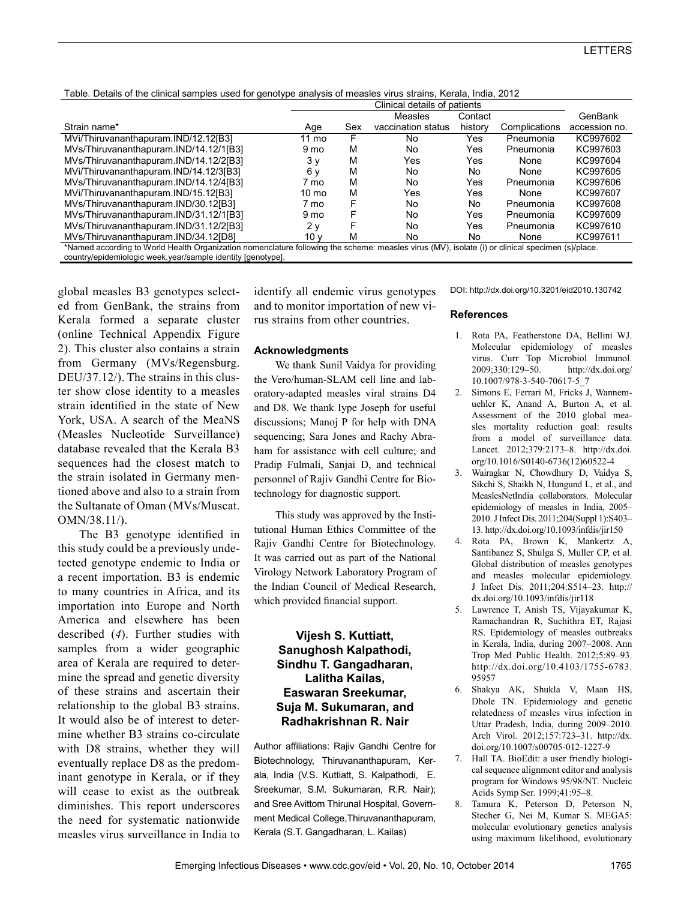Table. Details of the clinical samples used for genotype analysis of measles virus strains, Kerala, India, 2012

| Strain name* | Clinical details of patients | | | | | GenBank accession no. |
|---|---|---|---|---|---|---|
| | Age | Sex | Measles vaccination status | Contact history | Complications | |
| MVi/Thiruvananthapuram.IND/12.12[B3] | 11 mo | F | No | Yes | Pneumonia | KC997602 |
| MVs/Thiruvananthapuram.IND/14.12/1[B3] | 9 mo | M | No | Yes | Pneumonia | KC997603 |
| MVs/Thiruvananthapuram.IND/14.12/2[B3] | 3 y | M | Yes | Yes | None | KC997604 |
| MVi/Thiruvananthapuram.IND/14.12/3[B3] | 6 y | M | No | No | None | KC997605 |
| MVs/Thiruvananthapuram.IND/14.12/4[B3] | 7 mo | M | No | Yes | Pneumonia | KC997606 |
| MVi/Thiruvananthapuram.IND/15.12[B3] | 10 mo | M | Yes | Yes | None | KC997607 |
| MVs/Thiruvananthapuram.IND/30.12[B3] | 7 mo | F | No | No | Pneumonia | KC997608 |
| MVs/Thiruvananthapuram.IND/31.12/1[B3] | 9 mo | F | No | Yes | Pneumonia | KC997609 |
| MVs/Thiruvananthapuram.IND/31.12/2[B3] | 2 y | F | No | Yes | Pneumonia | KC997610 |
| MVs/Thiruvananthapuram.IND/34.12[D8] | 10 y | M | No | No | None | KC997611 |

*Named according to World Health Organization nomenclature following the scheme: measles virus (MV), isolate (i) or clinical specimen (s)/place. country/epidemiologic week.year/sample identity [genotype].

global measles B3 genotypes selected from GenBank, the strains from Kerala formed a separate cluster (online Technical Appendix Figure 2). This cluster also contains a strain from Germany (MVs/Regensburg. DEU/37.12/). The strains in this cluster show close identity to a measles strain identified in the state of New York, USA. A search of the MeaNS (Measles Nucleotide Surveillance) database revealed that the Kerala B3 sequences had the closest match to the strain isolated in Germany mentioned above and also to a strain from the Sultanate of Oman (MVs/Muscat. OMN/38.11/).

The B3 genotype identified in this study could be a previously undetected genotype endemic to India or a recent importation. B3 is endemic to many countries in Africa, and its importation into Europe and North America and elsewhere has been described (*4*). Further studies with samples from a wider geographic area of Kerala are required to determine the spread and genetic diversity of these strains and ascertain their relationship to the global B3 strains. It would also be of interest to determine whether B3 strains co-circulate with D8 strains, whether they will eventually replace D8 as the predominant genotype in Kerala, or if they will cease to exist as the outbreak diminishes. This report underscores the need for systematic nationwide measles virus surveillance in India to identify all endemic virus genotypes and to monitor importation of new virus strains from other countries.

#### Acknowledgments

We thank Sunil Vaidya for providing the Vero/human-SLAM cell line and laboratory-adapted measles viral strains D4 and D8. We thank Iype Joseph for useful discussions; Manoj P for help with DNA sequencing; Sara Jones and Rachy Abraham for assistance with cell culture; and Pradip Fulmali, Sanjai D, and technical personnel of Rajiv Gandhi Centre for Biotechnology for diagnostic support.

This study was approved by the Institutional Human Ethics Committee of the Rajiv Gandhi Centre for Biotechnology. It was carried out as part of the National Virology Network Laboratory Program of the Indian Council of Medical Research, which provided financial support.

**Vijesh S. Kuttiatt, Sanughosh Kalpathodi, Sindhu T. Gangadharan, Lalitha Kailas, Easwaran Sreekumar, Suja M. Sukumaran, and Radhakrishnan R. Nair**

Author affiliations: Rajiv Gandhi Centre for Biotechnology, Thiruvananthapuram, Kerala, India (V.S. Kuttiatt, S. Kalpathodi, E. Sreekumar, S.M. Sukumaran, R.R. Nair); and Sree Avittom Thirunal Hospital, Government Medical College,Thiruvananthapuram, Kerala (S.T. Gangadharan, L. Kailas)

DOI: http://dx.doi.org/10.3201/eid2010.130742

#### References

1. Rota PA, Featherstone DA, Bellini WJ. Molecular epidemiology of measles virus. Curr Top Microbiol Immunol. 2009;330:129–50. http://dx.doi.org/10.1007/978-3-540-70617-5_7
2. Simons E, Ferrari M, Fricks J, Wannemuehler K, Anand A, Burton A, et al. Assessment of the 2010 global measles mortality reduction goal: results from a model of surveillance data. Lancet. 2012;379:2173–8. http://dx.doi.org/10.1016/S0140-6736(12)60522-4
3. Wairagkar N, Chowdhury D, Vaidya S, Sikchi S, Shaikh N, Hungund L, et al., and MeaslesNetIndia collaborators. Molecular epidemiology of measles in India, 2005–2010. J Infect Dis. 2011;204(Suppl 1):S403–13. http://dx.doi.org/10.1093/infdis/jir150
4. Rota PA, Brown K, Mankertz A, Santibanez S, Shulga S, Muller CP, et al. Global distribution of measles genotypes and measles molecular epidemiology. J Infect Dis. 2011;204:S514–23. http://dx.doi.org/10.1093/infdis/jir118
5. Lawrence T, Anish TS, Vijayakumar K, Ramachandran R, Suchithra ET, Rajasi RS. Epidemiology of measles outbreaks in Kerala, India, during 2007–2008. Ann Trop Med Public Health. 2012;5:89–93. http://dx.doi.org/10.4103/1755-6783.95957
6. Shakya AK, Shukla V, Maan HS, Dhole TN. Epidemiology and genetic relatedness of measles virus infection in Uttar Pradesh, India, during 2009–2010. Arch Virol. 2012;157:723–31. http://dx.doi.org/10.1007/s00705-012-1227-9
7. Hall TA. BioEdit: a user friendly biological sequence alignment editor and analysis program for Windows 95/98/NT. Nucleic Acids Symp Ser. 1999;41:95–8.
8. Tamura K, Peterson D, Peterson N, Stecher G, Nei M, Kumar S. MEGA5: molecular evolutionary genetics analysis using maximum likelihood, evolutionary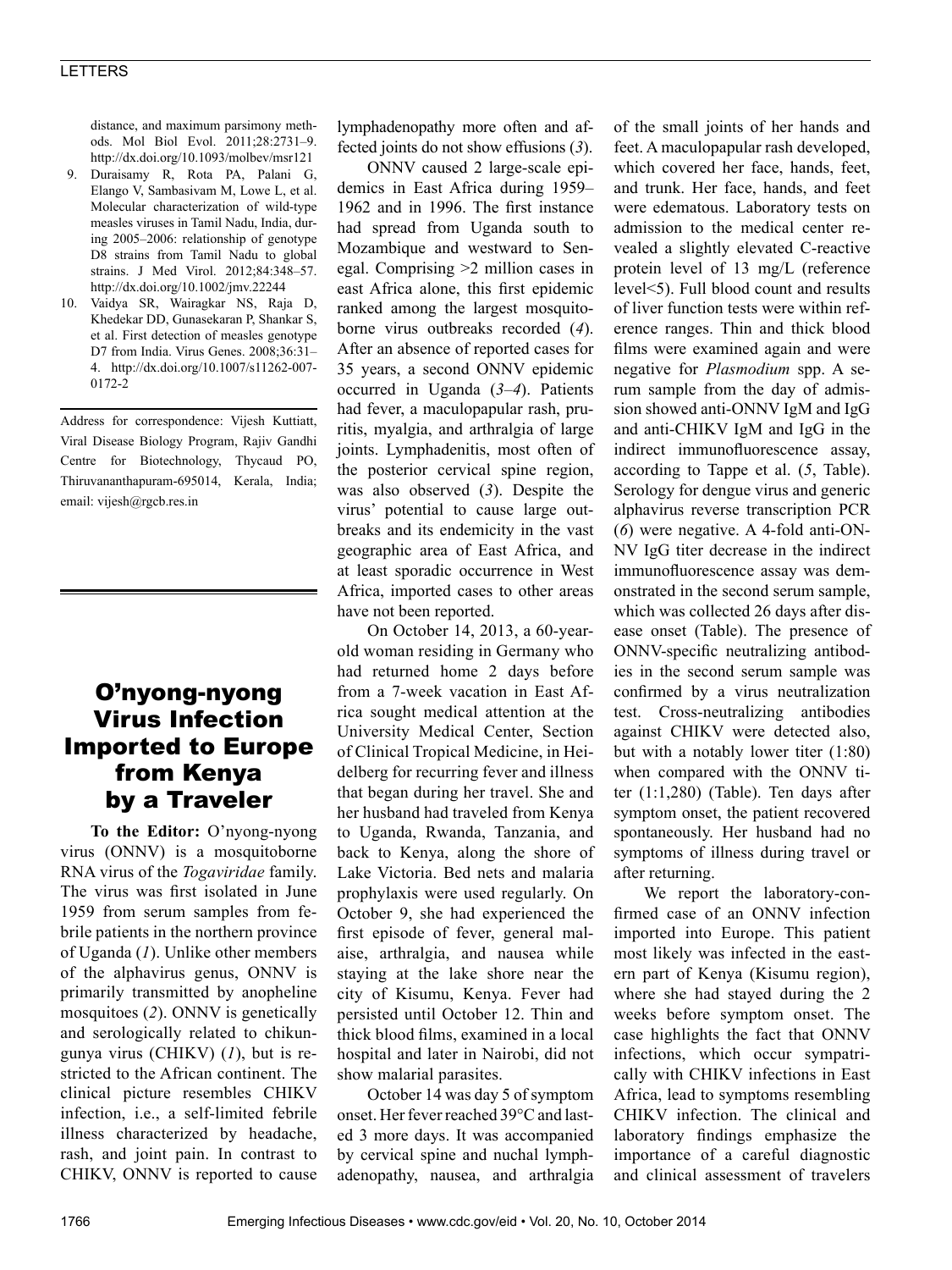distance, and maximum parsimony methods. Mol Biol Evol. 2011;28:2731–9. http://dx.doi.org/10.1093/molbev/msr121

9. Duraisamy R, Rota PA, Palani G, Elango V, Sambasivam M, Lowe L, et al. Molecular characterization of wild-type measles viruses in Tamil Nadu, India, during 2005–2006: relationship of genotype D8 strains from Tamil Nadu to global strains. J Med Virol. 2012;84:348–57. http://dx.doi.org/10.1002/jmv.22244
10. Vaidya SR, Wairagkar NS, Raja D, Khedekar DD, Gunasekaran P, Shankar S, et al. First detection of measles genotype D7 from India. Virus Genes. 2008;36:31–4. http://dx.doi.org/10.1007/s11262-007-0172-2

Address for correspondence: Vijesh Kuttiatt, Viral Disease Biology Program, Rajiv Gandhi Centre for Biotechnology, Thycaud PO, Thiruvananthapuram-695014, Kerala, India; email: vijesh@rgcb.res.in

# O'nyong-nyong Virus Infection Imported to Europe from Kenya by a Traveler

**To the Editor:** O'nyong-nyong virus (ONNV) is a mosquitoborne RNA virus of the *Togaviridae* family. The virus was first isolated in June 1959 from serum samples from febrile patients in the northern province of Uganda (*1*). Unlike other members of the alphavirus genus, ONNV is primarily transmitted by anopheline mosquitoes (*2*). ONNV is genetically and serologically related to chikungunya virus (CHIKV) (*1*), but is restricted to the African continent. The clinical picture resembles CHIKV infection, i.e., a self-limited febrile illness characterized by headache, rash, and joint pain. In contrast to CHIKV, ONNV is reported to cause lymphadenopathy more often and affected joints do not show effusions (*3*).

ONNV caused 2 large-scale epidemics in East Africa during 1959–1962 and in 1996. The first instance had spread from Uganda south to Mozambique and westward to Senegal. Comprising >2 million cases in east Africa alone, this first epidemic ranked among the largest mosquitoborne virus outbreaks recorded (*4*). After an absence of reported cases for 35 years, a second ONNV epidemic occurred in Uganda (*3–4*). Patients had fever, a maculopapular rash, pruritis, myalgia, and arthralgia of large joints. Lymphadenitis, most often of the posterior cervical spine region, was also observed (*3*). Despite the virus' potential to cause large outbreaks and its endemicity in the vast geographic area of East Africa, and at least sporadic occurrence in West Africa, imported cases to other areas have not been reported.

On October 14, 2013, a 60-year-old woman residing in Germany who had returned home 2 days before from a 7-week vacation in East Africa sought medical attention at the University Medical Center, Section of Clinical Tropical Medicine, in Heidelberg for recurring fever and illness that began during her travel. She and her husband had traveled from Kenya to Uganda, Rwanda, Tanzania, and back to Kenya, along the shore of Lake Victoria. Bed nets and malaria prophylaxis were used regularly. On October 9, she had experienced the first episode of fever, general malaise, arthralgia, and nausea while staying at the lake shore near the city of Kisumu, Kenya. Fever had persisted until October 12. Thin and thick blood films, examined in a local hospital and later in Nairobi, did not show malarial parasites.

October 14 was day 5 of symptom onset. Her fever reached 39°C and lasted 3 more days. It was accompanied by cervical spine and nuchal lymphadenopathy, nausea, and arthralgia of the small joints of her hands and feet. A maculopapular rash developed, which covered her face, hands, feet, and trunk. Her face, hands, and feet were edematous. Laboratory tests on admission to the medical center revealed a slightly elevated C-reactive protein level of 13 mg/L (reference level<5). Full blood count and results of liver function tests were within reference ranges. Thin and thick blood films were examined again and were negative for *Plasmodium* spp. A serum sample from the day of admission showed anti-ONNV IgM and IgG and anti-CHIKV IgM and IgG in the indirect immunofluorescence assay, according to Tappe et al. (*5*, Table). Serology for dengue virus and generic alphavirus reverse transcription PCR (*6*) were negative. A 4-fold anti-ONNV IgG titer decrease in the indirect immunofluorescence assay was demonstrated in the second serum sample, which was collected 26 days after disease onset (Table). The presence of ONNV-specific neutralizing antibodies in the second serum sample was confirmed by a virus neutralization test. Cross-neutralizing antibodies against CHIKV were detected also, but with a notably lower titer (1:80) when compared with the ONNV titer (1:1,280) (Table). Ten days after symptom onset, the patient recovered spontaneously. Her husband had no symptoms of illness during travel or after returning.

We report the laboratory-confirmed case of an ONNV infection imported into Europe. This patient most likely was infected in the eastern part of Kenya (Kisumu region), where she had stayed during the 2 weeks before symptom onset. The case highlights the fact that ONNV infections, which occur sympatrically with CHIKV infections in East Africa, lead to symptoms resembling CHIKV infection. The clinical and laboratory findings emphasize the importance of a careful diagnostic and clinical assessment of travelers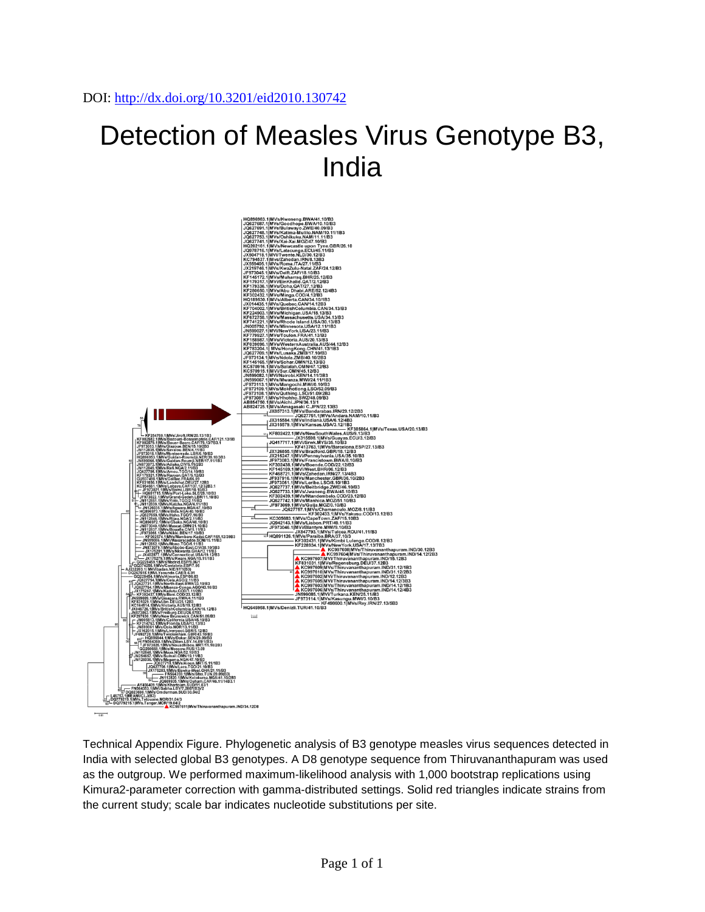DOI: http://dx.doi.org/10.3201/eid2010.130742

# Detection of Measles Virus Genotype B3, India

Technical Appendix Figure. Phylogenetic analysis of B3 genotype measles virus sequences detected in India with selected global B3 genotypes. A D8 genotype sequence from Thiruvananthapuram was used as the outgroup. We performed maximum-likelihood analysis with 1,000 bootstrap replications using Kimura2-parameter correction with gamma-distributed settings. Solid red triangles indicate strains from the current study; scale bar indicates nucleotide substitutions per site.